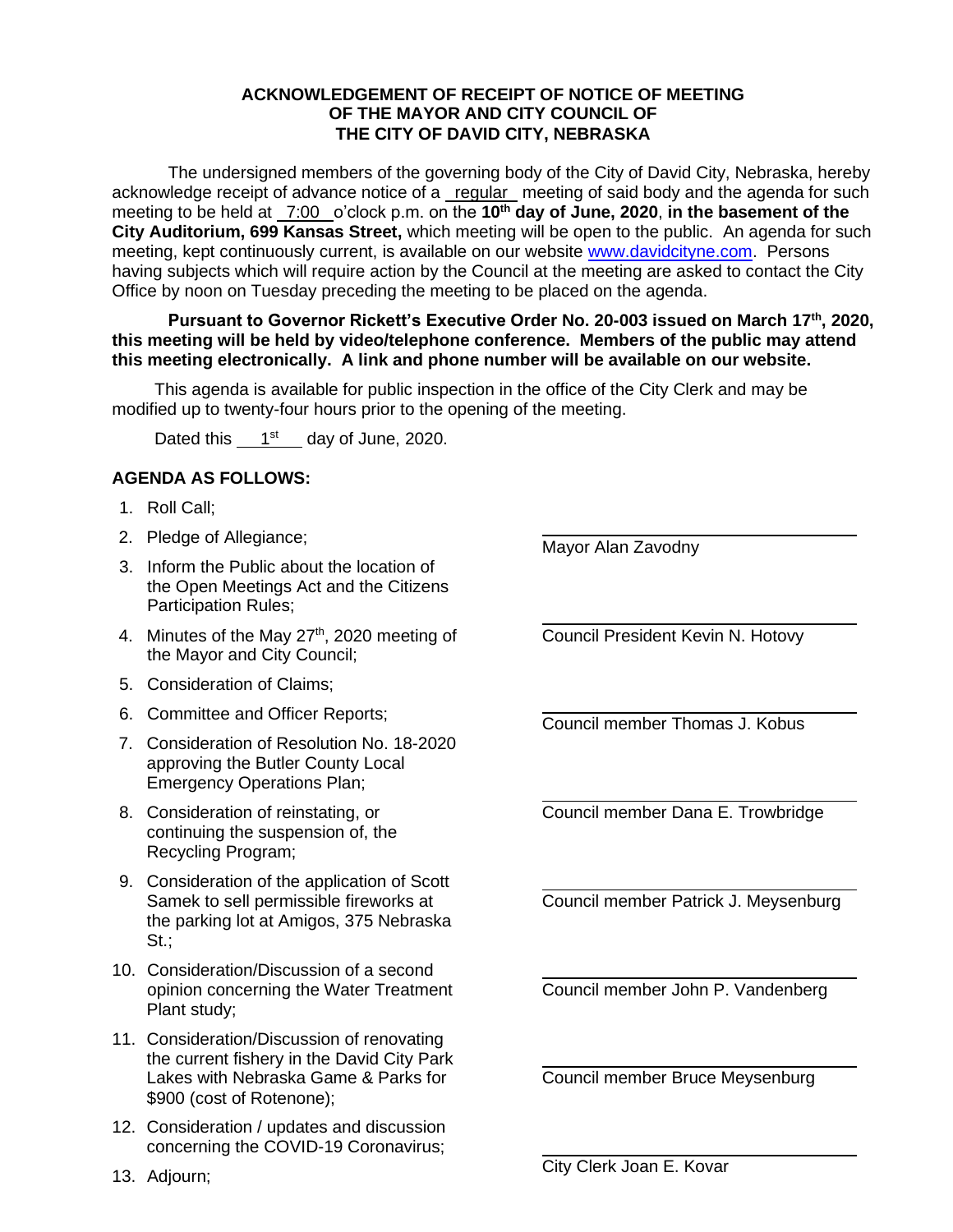**ACKNOWLEDGEMENT OF RECEIPT OF NOTICE OF MEETING OF THE MAYOR AND CITY COUNCIL OF THE CITY OF DAVID CITY, NEBRASKA**

The undersigned members of the governing body of the City of David City, Nebraska, hereby acknowledge receipt of advance notice of a regular meeting of said body and the agenda for such meeting to be held at 7:00 o'clock p.m. on the **10th day of June, 2020**, **in the basement of the City Auditorium, 699 Kansas Street,** which meeting will be open to the public. An agenda for such meeting, kept continuously current, is available on our website www.davidcityne.com. Persons having subjects which will require action by the Council at the meeting are asked to contact the City Office by noon on Tuesday preceding the meeting to be placed on the agenda.

**Pursuant to Governor Rickett's Executive Order No. 20-003 issued on March 17th, 2020, this meeting will be held by video/telephone conference. Members of the public may attend this meeting electronically. A link and phone number will be available on our website.**

This agenda is available for public inspection in the office of the City Clerk and may be modified up to twenty-four hours prior to the opening of the meeting.

Dated this 1st day of June, 2020.

**AGENDA AS FOLLOWS:**

1. Roll Call;
2. Pledge of Allegiance;
3. Inform the Public about the location of the Open Meetings Act and the Citizens Participation Rules;
4. Minutes of the May 27th, 2020 meeting of the Mayor and City Council;
5. Consideration of Claims;
6. Committee and Officer Reports;
7. Consideration of Resolution No. 18-2020 approving the Butler County Local Emergency Operations Plan;
8. Consideration of reinstating, or continuing the suspension of, the Recycling Program;
9. Consideration of the application of Scott Samek to sell permissible fireworks at the parking lot at Amigos, 375 Nebraska St.;
10. Consideration/Discussion of a second opinion concerning the Water Treatment Plant study;
11. Consideration/Discussion of renovating the current fishery in the David City Park Lakes with Nebraska Game & Parks for $900 (cost of Rotenone);
12. Consideration / updates and discussion concerning the COVID-19 Coronavirus;
13. Adjourn;

\_\_\_\_\_\_\_\_\_\_\_\_\_\_\_\_\_\_\_\_\_\_\_\_\_\_\_\_\_\_
Mayor Alan Zavodny

\_\_\_\_\_\_\_\_\_\_\_\_\_\_\_\_\_\_\_\_\_\_\_\_\_\_\_\_\_\_
Council President Kevin N. Hotovy

\_\_\_\_\_\_\_\_\_\_\_\_\_\_\_\_\_\_\_\_\_\_\_\_\_\_\_\_\_\_
Council member Thomas J. Kobus

\_\_\_\_\_\_\_\_\_\_\_\_\_\_\_\_\_\_\_\_\_\_\_\_\_\_\_\_\_\_
Council member Dana E. Trowbridge

\_\_\_\_\_\_\_\_\_\_\_\_\_\_\_\_\_\_\_\_\_\_\_\_\_\_\_\_\_\_
Council member Patrick J. Meysenburg

\_\_\_\_\_\_\_\_\_\_\_\_\_\_\_\_\_\_\_\_\_\_\_\_\_\_\_\_\_\_
Council member John P. Vandenberg

\_\_\_\_\_\_\_\_\_\_\_\_\_\_\_\_\_\_\_\_\_\_\_\_\_\_\_\_\_\_
Council member Bruce Meysenburg

\_\_\_\_\_\_\_\_\_\_\_\_\_\_\_\_\_\_\_\_\_\_\_\_\_\_\_\_\_\_
City Clerk Joan E. Kovar